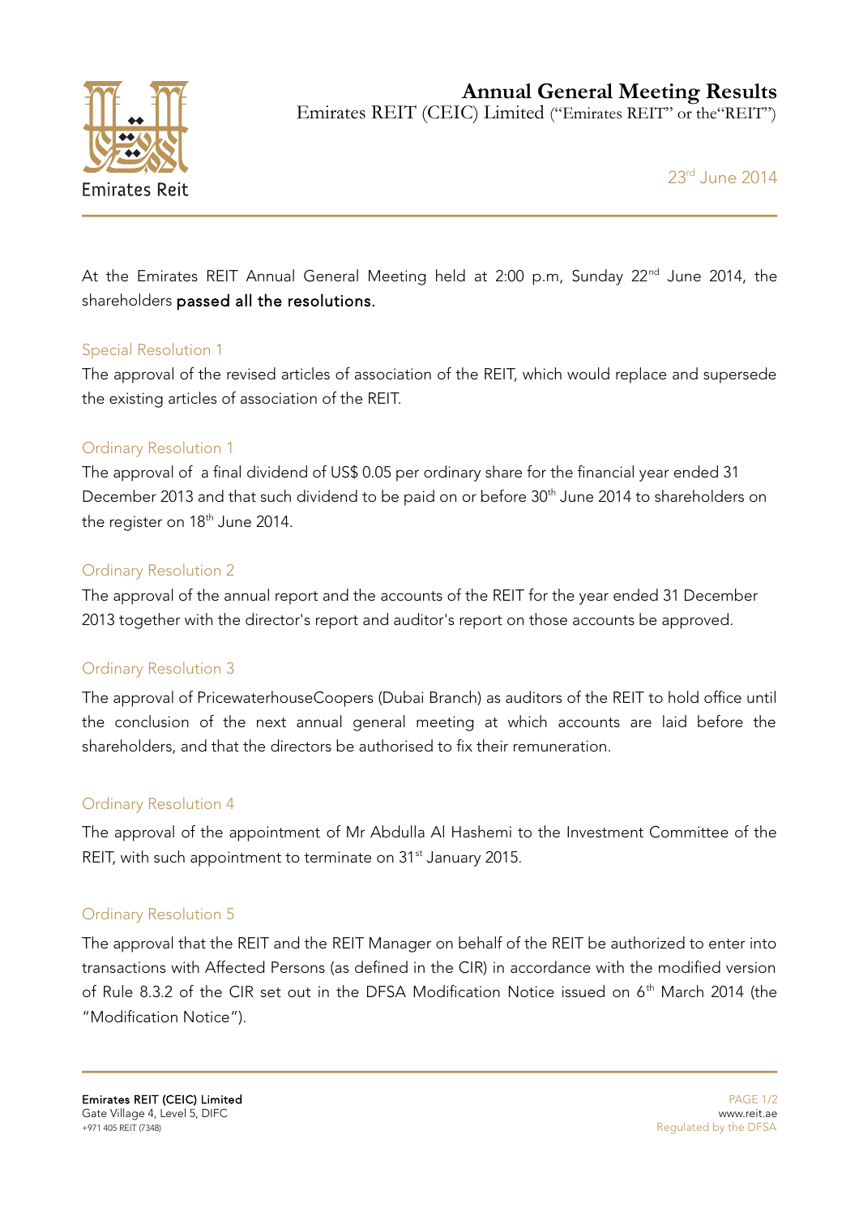# Annual General Meeting Results

Emirates REIT (CEIC) Limited ("Emirates REIT" or the"REIT")

23rd June 2014

At the Emirates REIT Annual General Meeting held at 2:00 p.m, Sunday 22nd June 2014, the shareholders **passed all the resolutions.**

## Special Resolution 1

The approval of the revised articles of association of the REIT, which would replace and supersede the existing articles of association of the REIT.

## Ordinary Resolution 1

The approval of a final dividend of US$ 0.05 per ordinary share for the financial year ended 31 December 2013 and that such dividend to be paid on or before 30th June 2014 to shareholders on the register on 18th June 2014.

## Ordinary Resolution 2

The approval of the annual report and the accounts of the REIT for the year ended 31 December 2013 together with the director's report and auditor's report on those accounts be approved.

## Ordinary Resolution 3

The approval of PricewaterhouseCoopers (Dubai Branch) as auditors of the REIT to hold office until the conclusion of the next annual general meeting at which accounts are laid before the shareholders, and that the directors be authorised to fix their remuneration.

## Ordinary Resolution 4

The approval of the appointment of Mr Abdulla Al Hashemi to the Investment Committee of the REIT, with such appointment to terminate on 31st January 2015.

## Ordinary Resolution 5

The approval that the REIT and the REIT Manager on behalf of the REIT be authorized to enter into transactions with Affected Persons (as defined in the CIR) in accordance with the modified version of Rule 8.3.2 of the CIR set out in the DFSA Modification Notice issued on 6th March 2014 (the "Modification Notice").

**Emirates REIT (CEIC) Limited**
Gate Village 4, Level 5, DIFC
+971 405 REIT (7348)

www.reit.ae
Regulated by the DFSA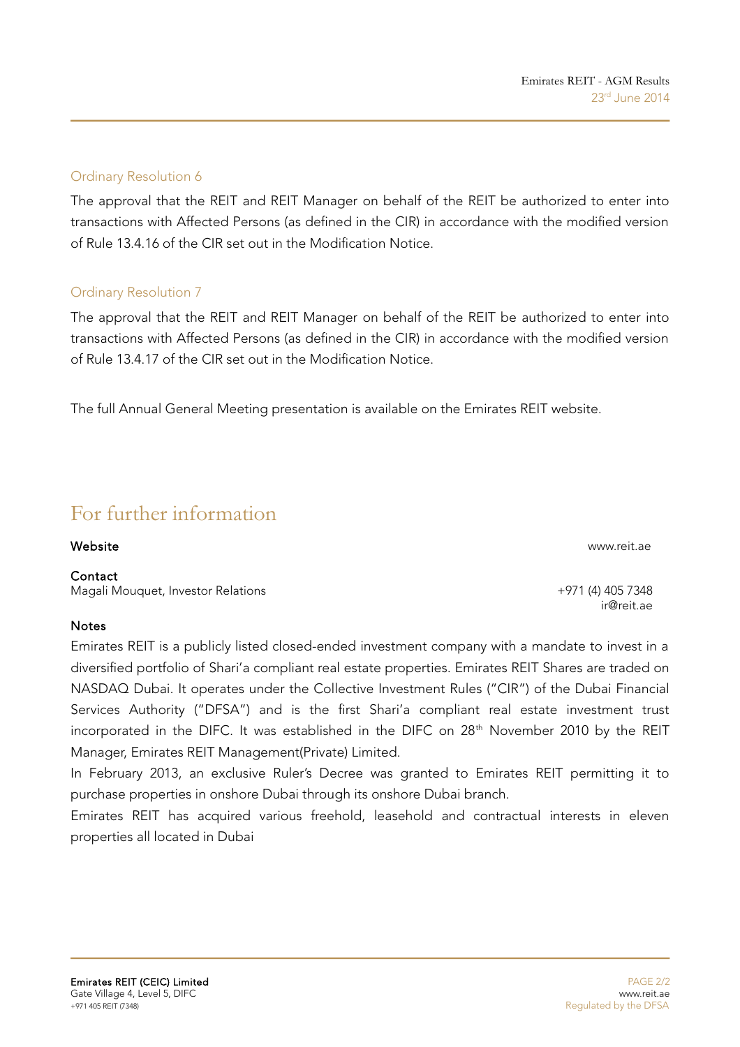### Ordinary Resolution 6

The approval that the REIT and REIT Manager on behalf of the REIT be authorized to enter into transactions with Affected Persons (as defined in the CIR) in accordance with the modified version of Rule 13.4.16 of the CIR set out in the Modification Notice.

### Ordinary Resolution 7

The approval that the REIT and REIT Manager on behalf of the REIT be authorized to enter into transactions with Affected Persons (as defined in the CIR) in accordance with the modified version of Rule 13.4.17 of the CIR set out in the Modification Notice.

The full Annual General Meeting presentation is available on the Emirates REIT website.

## For further information

**Website** www.reit.ae

**Contact**
Magali Mouquet, Investor Relations +971 (4) 405 7348
ir@reit.ae

**Notes**

Emirates REIT is a publicly listed closed-ended investment company with a mandate to invest in a diversified portfolio of Shari'a compliant real estate properties. Emirates REIT Shares are traded on NASDAQ Dubai. It operates under the Collective Investment Rules ("CIR") of the Dubai Financial Services Authority ("DFSA") and is the first Shari'a compliant real estate investment trust incorporated in the DIFC. It was established in the DIFC on 28th November 2010 by the REIT Manager, Emirates REIT Management(Private) Limited.

In February 2013, an exclusive Ruler's Decree was granted to Emirates REIT permitting it to purchase properties in onshore Dubai through its onshore Dubai branch.

Emirates REIT has acquired various freehold, leasehold and contractual interests in eleven properties all located in Dubai

**Emirates REIT (CEIC) Limited**
Gate Village 4, Level 5, DIFC
+971 405 REIT (7348)

www.reit.ae
Regulated by the DFSA